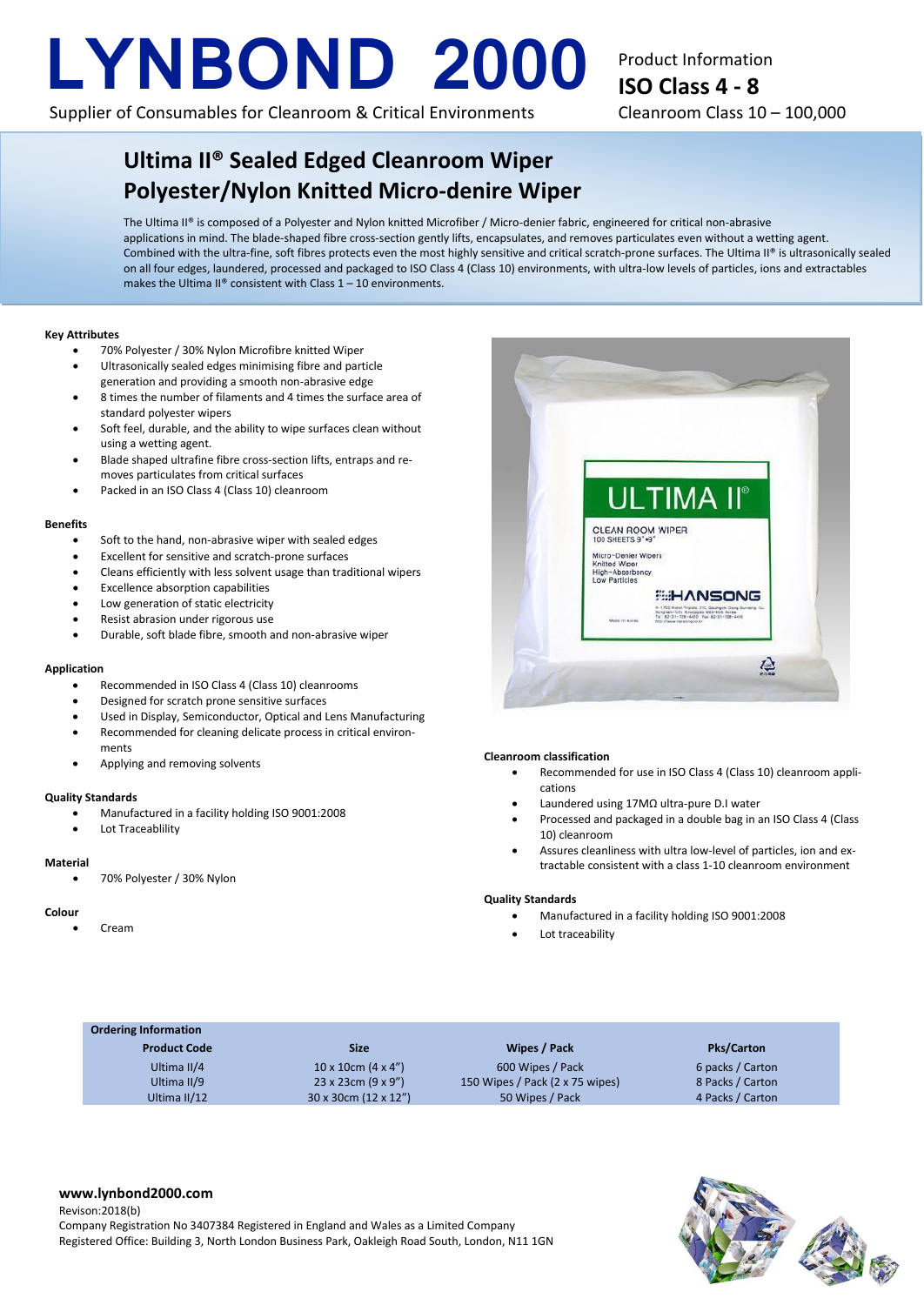# LYNBOND 2000

Supplier of Consumables for Cleanroom & Critical Environments

Product Information
**ISO Class 4 - 8**
Cleanroom Class 10 – 100,000

## Ultima II® Sealed Edged Cleanroom Wiper
## Polyester/Nylon Knitted Micro-denire Wiper

The Ultima II® is composed of a Polyester and Nylon knitted Microfiber / Micro-denier fabric, engineered for critical non-abrasive applications in mind. The blade-shaped fibre cross-section gently lifts, encapsulates, and removes particulates even without a wetting agent. Combined with the ultra-fine, soft fibres protects even the most highly sensitive and critical scratch-prone surfaces. The Ultima II® is ultrasonically sealed on all four edges, laundered, processed and packaged to ISO Class 4 (Class 10) environments, with ultra-low levels of particles, ions and extractables makes the Ultima II® consistent with Class 1 – 10 environments.

**Key Attributes**

- 70% Polyester / 30% Nylon Microfibre knitted Wiper
- Ultrasonically sealed edges minimising fibre and particle generation and providing a smooth non-abrasive edge
- 8 times the number of filaments and 4 times the surface area of standard polyester wipers
- Soft feel, durable, and the ability to wipe surfaces clean without using a wetting agent.
- Blade shaped ultrafine fibre cross-section lifts, entraps and removes particulates from critical surfaces
- Packed in an ISO Class 4 (Class 10) cleanroom

**Benefits**

- Soft to the hand, non-abrasive wiper with sealed edges
- Excellent for sensitive and scratch-prone surfaces
- Cleans efficiently with less solvent usage than traditional wipers
- Excellence absorption capabilities
- Low generation of static electricity
- Resist abrasion under rigorous use
- Durable, soft blade fibre, smooth and non-abrasive wiper

**Application**

- Recommended in ISO Class 4 (Class 10) cleanrooms
- Designed for scratch prone sensitive surfaces
- Used in Display, Semiconductor, Optical and Lens Manufacturing
- Recommended for cleaning delicate process in critical environments
- Applying and removing solvents

**Quality Standards**

- Manufactured in a facility holding ISO 9001:2008
- Lot Traceablility

**Material**

- 70% Polyester / 30% Nylon

**Colour**

- Cream

**Cleanroom classification**

- Recommended for use in ISO Class 4 (Class 10) cleanroom applications
- Laundered using 17MΩ ultra-pure D.I water
- Processed and packaged in a double bag in an ISO Class 4 (Class 10) cleanroom
- Assures cleanliness with ultra low-level of particles, ion and extractable consistent with a class 1-10 cleanroom environment

**Quality Standards**

- Manufactured in a facility holding ISO 9001:2008
- Lot traceability

**Ordering Information**

| Product Code | Size | Wipes / Pack | Pks/Carton |
|---|---|---|---|
| Ultima II/4 | 10 x 10cm (4 x 4") | 600 Wipes / Pack | 6 packs / Carton |
| Ultima II/9 | 23 x 23cm (9 x 9") | 150 Wipes / Pack (2 x 75 wipes) | 8 Packs / Carton |
| Ultima II/12 | 30 x 30cm (12 x 12") | 50 Wipes / Pack | 4 Packs / Carton |

**www.lynbond2000.com**
Revison:2018(b)
Company Registration No 3407384 Registered in England and Wales as a Limited Company
Registered Office: Building 3, North London Business Park, Oakleigh Road South, London, N11 1GN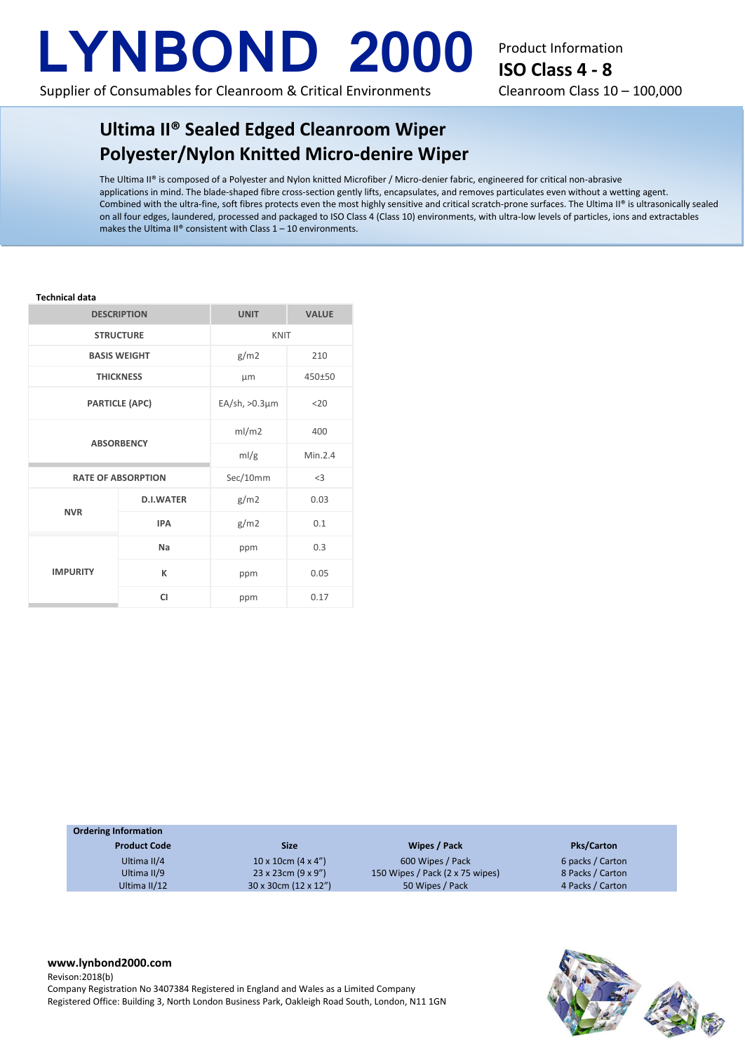# LYNBOND 2000

Supplier of Consumables for Cleanroom & Critical Environments

Product Information
**ISO Class 4 - 8**
Cleanroom Class 10 – 100,000

## Ultima II® Sealed Edged Cleanroom Wiper
## Polyester/Nylon Knitted Micro-denire Wiper

The Ultima II® is composed of a Polyester and Nylon knitted Microfiber / Micro-denier fabric, engineered for critical non-abrasive applications in mind. The blade-shaped fibre cross-section gently lifts, encapsulates, and removes particulates even without a wetting agent. Combined with the ultra-fine, soft fibres protects even the most highly sensitive and critical scratch-prone surfaces. The Ultima II® is ultrasonically sealed on all four edges, laundered, processed and packaged to ISO Class 4 (Class 10) environments, with ultra-low levels of particles, ions and extractables makes the Ultima II® consistent with Class 1 – 10 environments.

**Technical data**

| DESCRIPTION | | UNIT | VALUE |
|---|---|---|---|
| STRUCTURE | | KNIT | |
| BASIS WEIGHT | | g/m2 | 210 |
| THICKNESS | | µm | 450±50 |
| PARTICLE (APC) | | EA/sh, >0.3µm | <20 |
| ABSORBENCY | | ml/m2 | 400 |
| | | ml/g | Min.2.4 |
| RATE OF ABSORPTION | | Sec/10mm | <3 |
| NVR | D.I.WATER | g/m2 | 0.03 |
| | IPA | g/m2 | 0.1 |
| IMPURITY | Na | ppm | 0.3 |
| | K | ppm | 0.05 |
| | Cl | ppm | 0.17 |

**Ordering Information**

| Product Code | Size | Wipes / Pack | Pks/Carton |
|---|---|---|---|
| Ultima II/4 | 10 x 10cm (4 x 4”) | 600 Wipes / Pack | 6 packs / Carton |
| Ultima II/9 | 23 x 23cm (9 x 9”) | 150 Wipes / Pack (2 x 75 wipes) | 8 Packs / Carton |
| Ultima II/12 | 30 x 30cm (12 x 12”) | 50 Wipes / Pack | 4 Packs / Carton |

**www.lynbond2000.com**
Revison:2018(b)
Company Registration No 3407384 Registered in England and Wales as a Limited Company
Registered Office: Building 3, North London Business Park, Oakleigh Road South, London, N11 1GN